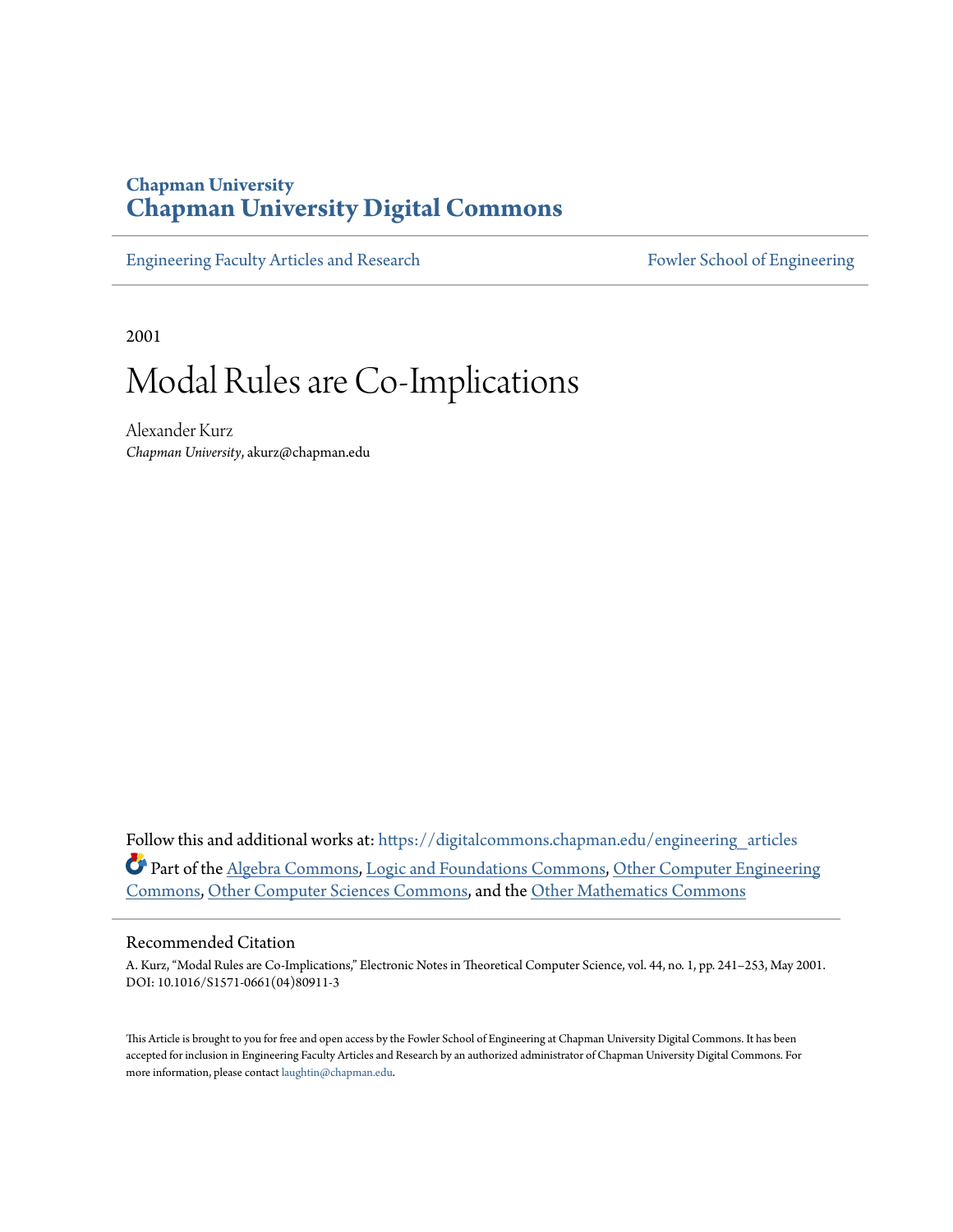Chapman University

# Chapman University Digital Commons

Engineering Faculty Articles and Research

Fowler School of Engineering

2001

# Modal Rules are Co-Implications

Alexander Kurz
*Chapman University*, akurz@chapman.edu

Follow this and additional works at: https://digitalcommons.chapman.edu/engineering_articles

Part of the Algebra Commons, Logic and Foundations Commons, Other Computer Engineering Commons, Other Computer Sciences Commons, and the Other Mathematics Commons

## Recommended Citation

A. Kurz, "Modal Rules are Co-Implications," Electronic Notes in Theoretical Computer Science, vol. 44, no. 1, pp. 241–253, May 2001. DOI: 10.1016/S1571-0661(04)80911-3

This Article is brought to you for free and open access by the Fowler School of Engineering at Chapman University Digital Commons. It has been accepted for inclusion in Engineering Faculty Articles and Research by an authorized administrator of Chapman University Digital Commons. For more information, please contact laughtin@chapman.edu.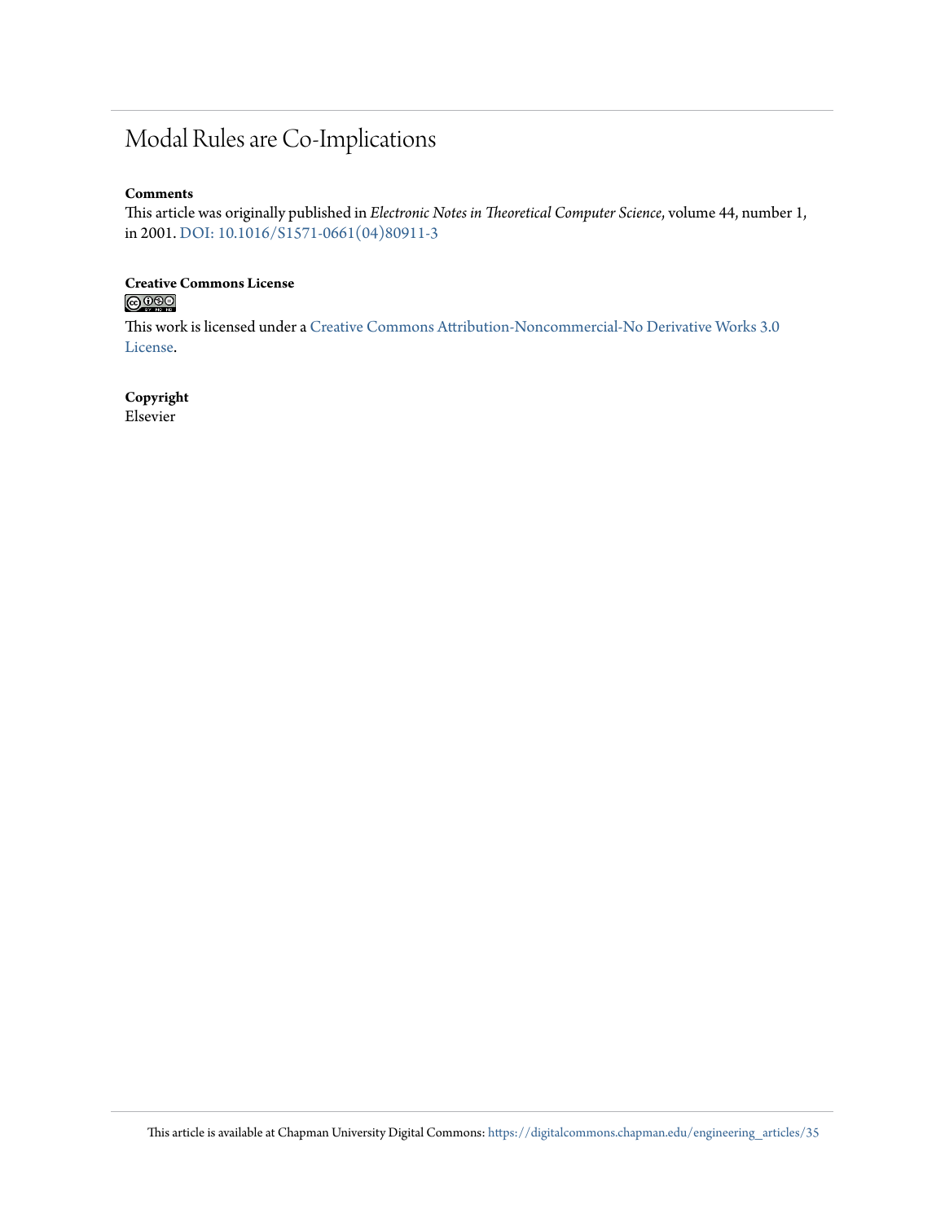# Modal Rules are Co-Implications

**Comments**

This article was originally published in *Electronic Notes in Theoretical Computer Science*, volume 44, number 1, in 2001. DOI: 10.1016/S1571-0661(04)80911-3

**Creative Commons License**

This work is licensed under a Creative Commons Attribution-Noncommercial-No Derivative Works 3.0 License.

**Copyright**

Elsevier

This article is available at Chapman University Digital Commons: https://digitalcommons.chapman.edu/engineering_articles/35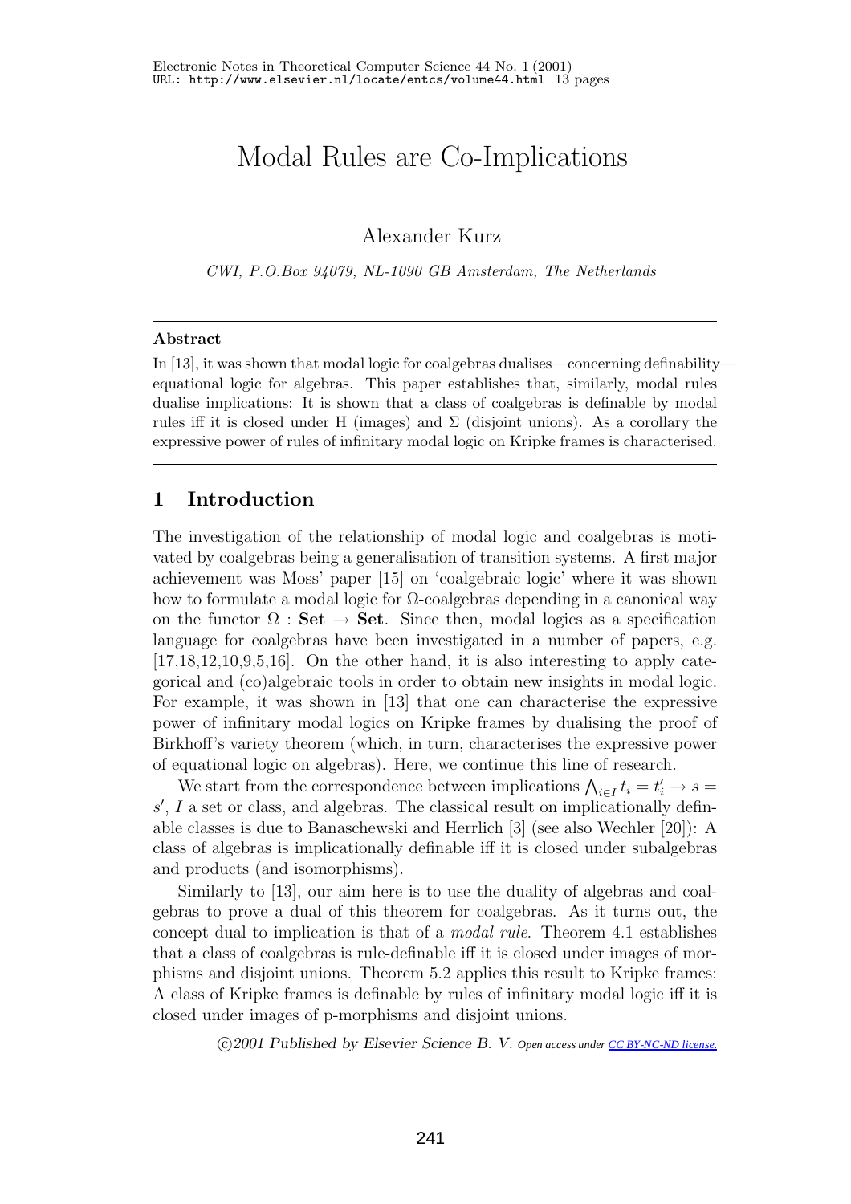# Modal Rules are Co-Implications

Alexander Kurz

*CWI, P.O.Box 94079, NL-1090 GB Amsterdam, The Netherlands*

---

**Abstract**

In [13], it was shown that modal logic for coalgebras dualises—concerning definability—equational logic for algebras. This paper establishes that, similarly, modal rules dualise implications: It is shown that a class of coalgebras is definable by modal rules iff it is closed under H (images) and Σ (disjoint unions). As a corollary the expressive power of rules of infinitary modal logic on Kripke frames is characterised.

---

## 1 Introduction

The investigation of the relationship of modal logic and coalgebras is motivated by coalgebras being a generalisation of transition systems. A first major achievement was Moss' paper [15] on 'coalgebraic logic' where it was shown how to formulate a modal logic for Ω-coalgebras depending in a canonical way on the functor $\Omega : \mathbf{Set} \to \mathbf{Set}$. Since then, modal logics as a specification language for coalgebras have been investigated in a number of papers, e.g. [17,18,12,10,9,5,16]. On the other hand, it is also interesting to apply categorical and (co)algebraic tools in order to obtain new insights in modal logic. For example, it was shown in [13] that one can characterise the expressive power of infinitary modal logics on Kripke frames by dualising the proof of Birkhoff's variety theorem (which, in turn, characterises the expressive power of equational logic on algebras). Here, we continue this line of research.

We start from the correspondence between implications $\bigwedge_{i\in I} t_i = t'_i \to s = s'$, $I$ a set or class, and algebras. The classical result on implicationally definable classes is due to Banaschewski and Herrlich [3] (see also Wechler [20]): A class of algebras is implicationally definable iff it is closed under subalgebras and products (and isomorphisms).

Similarly to [13], our aim here is to use the duality of algebras and coalgebras to prove a dual of this theorem for coalgebras. As it turns out, the concept dual to implication is that of a *modal rule*. Theorem 4.1 establishes that a class of coalgebras is rule-definable iff it is closed under images of morphisms and disjoint unions. Theorem 5.2 applies this result to Kripke frames: A class of Kripke frames is definable by rules of infinitary modal logic iff it is closed under images of p-morphisms and disjoint unions.

©2001 Published by Elsevier Science B. V. Open access under CC BY-NC-ND license.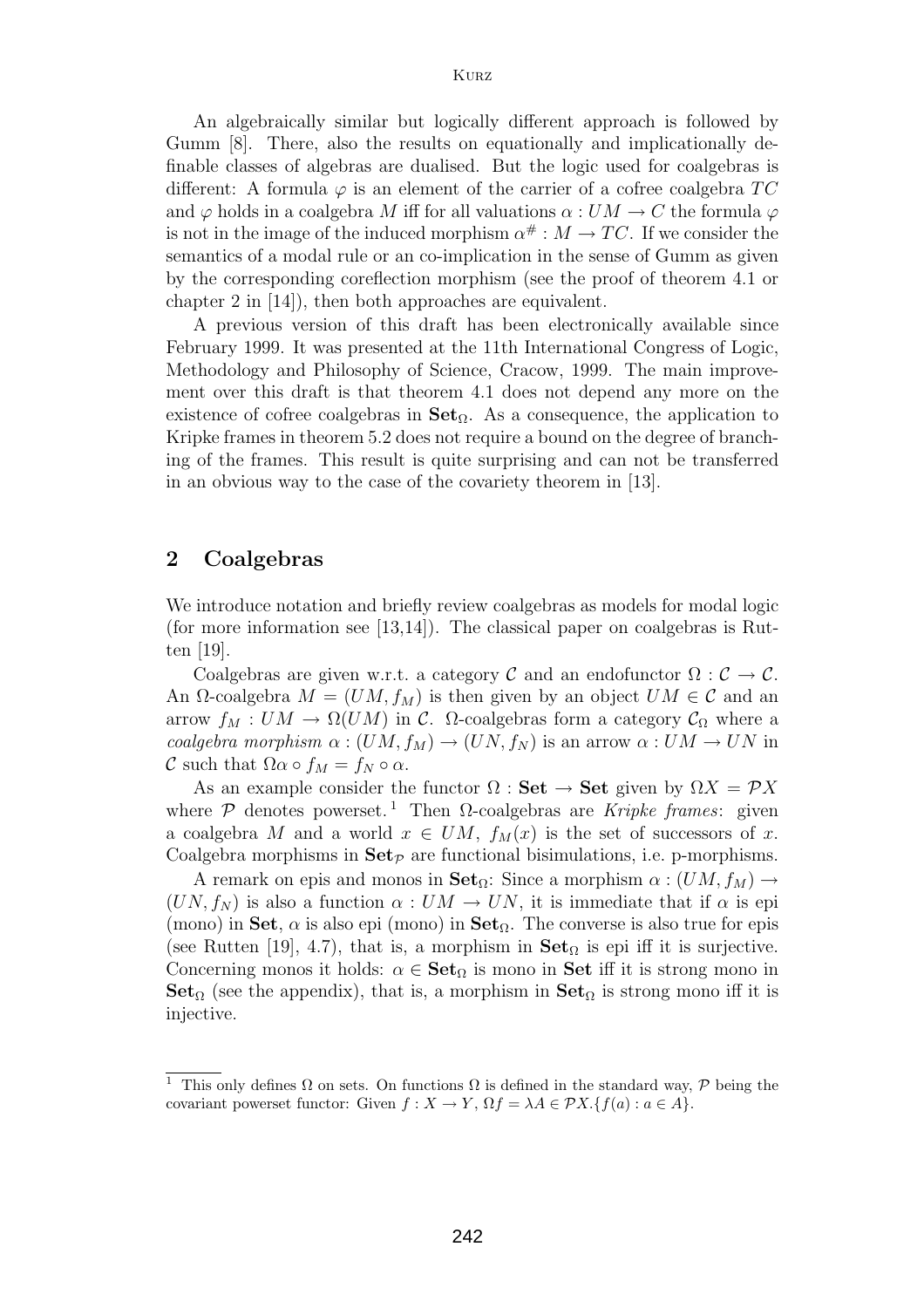An algebraically similar but logically different approach is followed by Gumm [8]. There, also the results on equationally and implicationally definable classes of algebras are dualised. But the logic used for coalgebras is different: A formula $\varphi$ is an element of the carrier of a cofree coalgebra $TC$ and $\varphi$ holds in a coalgebra $M$ iff for all valuations $\alpha : UM \to C$ the formula $\varphi$ is not in the image of the induced morphism $\alpha^{\#} : M \to TC$. If we consider the semantics of a modal rule or an co-implication in the sense of Gumm as given by the corresponding coreflection morphism (see the proof of theorem 4.1 or chapter 2 in [14]), then both approaches are equivalent.

A previous version of this draft has been electronically available since February 1999. It was presented at the 11th International Congress of Logic, Methodology and Philosophy of Science, Cracow, 1999. The main improvement over this draft is that theorem 4.1 does not depend any more on the existence of cofree coalgebras in $\mathbf{Set}_\Omega$. As a consequence, the application to Kripke frames in theorem 5.2 does not require a bound on the degree of branching of the frames. This result is quite surprising and can not be transferred in an obvious way to the case of the covariety theorem in [13].

## 2 Coalgebras

We introduce notation and briefly review coalgebras as models for modal logic (for more information see [13,14]). The classical paper on coalgebras is Rutten [19].

Coalgebras are given w.r.t. a category $\mathcal{C}$ and an endofunctor $\Omega : \mathcal{C} \to \mathcal{C}$. An $\Omega$-coalgebra $M = (UM, f_M)$ is then given by an object $UM \in \mathcal{C}$ and an arrow $f_M : UM \to \Omega(UM)$ in $\mathcal{C}$. $\Omega$-coalgebras form a category $\mathcal{C}_\Omega$ where a *coalgebra morphism* $\alpha : (UM, f_M) \to (UN, f_N)$ is an arrow $\alpha : UM \to UN$ in $\mathcal{C}$ such that $\Omega\alpha \circ f_M = f_N \circ \alpha$.

As an example consider the functor $\Omega : \mathbf{Set} \to \mathbf{Set}$ given by $\Omega X = \mathcal{P}X$ where $\mathcal{P}$ denotes powerset.[1] Then $\Omega$-coalgebras are *Kripke frames*: given a coalgebra $M$ and a world $x \in UM$, $f_M(x)$ is the set of successors of $x$. Coalgebra morphisms in $\mathbf{Set}_\mathcal{P}$ are functional bisimulations, i.e. p-morphisms.

A remark on epis and monos in $\mathbf{Set}_\Omega$: Since a morphism $\alpha : (UM, f_M) \to (UN, f_N)$ is also a function $\alpha : UM \to UN$, it is immediate that if $\alpha$ is epi (mono) in $\mathbf{Set}$, $\alpha$ is also epi (mono) in $\mathbf{Set}_\Omega$. The converse is also true for epis (see Rutten [19], 4.7), that is, a morphism in $\mathbf{Set}_\Omega$ is epi iff it is surjective. Concerning monos it holds: $\alpha \in \mathbf{Set}_\Omega$ is mono in $\mathbf{Set}$ iff it is strong mono in $\mathbf{Set}_\Omega$ (see the appendix), that is, a morphism in $\mathbf{Set}_\Omega$ is strong mono iff it is injective.

[1] This only defines $\Omega$ on sets. On functions $\Omega$ is defined in the standard way, $\mathcal{P}$ being the covariant powerset functor: Given $f : X \to Y$, $\Omega f = \lambda A \in \mathcal{P}X.\{f(a) : a \in A\}$.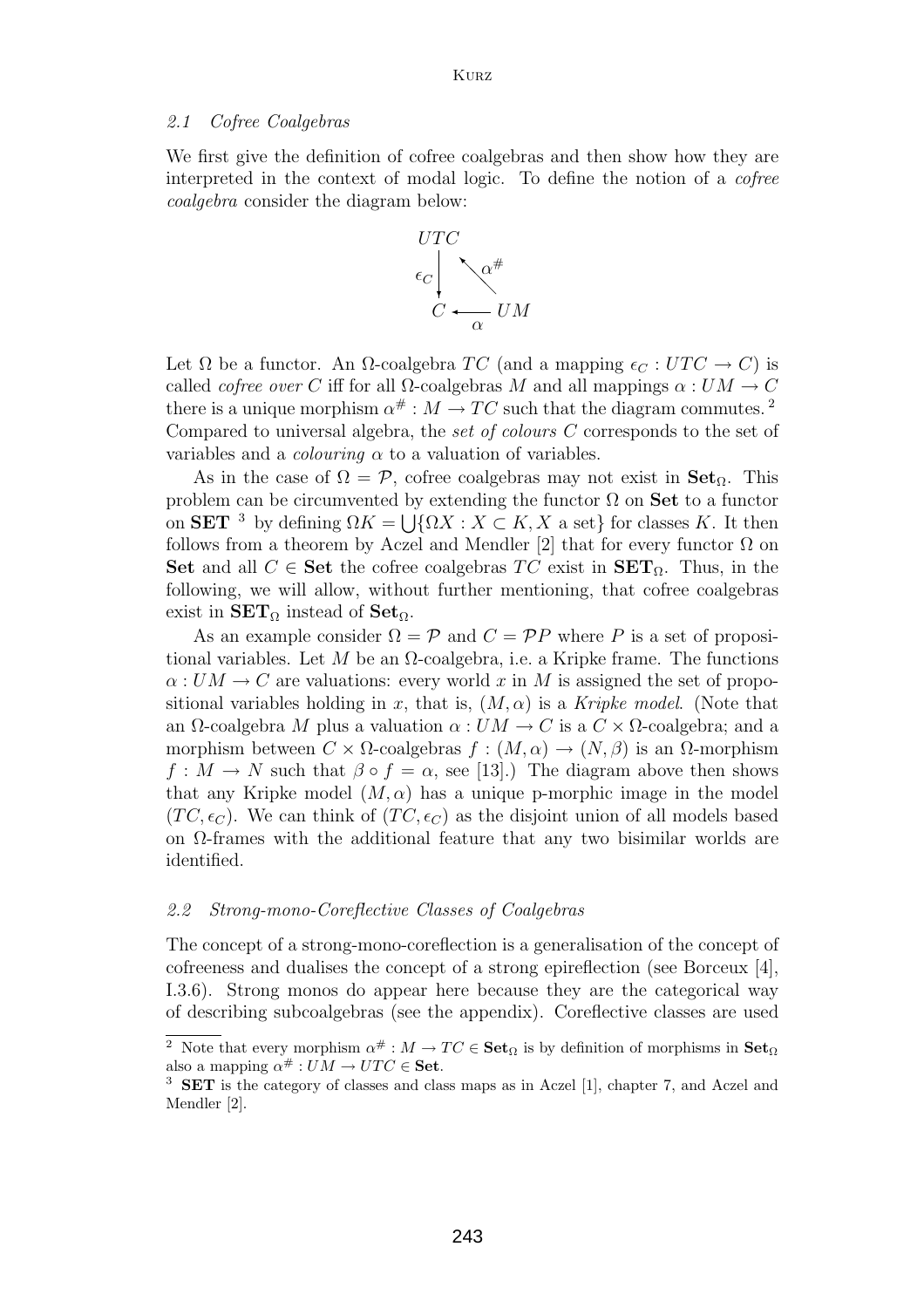### 2.1 Cofree Coalgebras

We first give the definition of cofree coalgebras and then show how they are interpreted in the context of modal logic. To define the notion of a *cofree coalgebra* consider the diagram below:

$$\begin{array}{ccc} UTC & & \\ \downarrow \epsilon_C & \nwarrow \alpha^{\#} & \\ C & \xleftarrow[\alpha]{} & UM \end{array}$$

Let $\Omega$ be a functor. An $\Omega$-coalgebra $TC$ (and a mapping $\epsilon_C : UTC \to C$) is called *cofree over* $C$ iff for all $\Omega$-coalgebras $M$ and all mappings $\alpha : UM \to C$ there is a unique morphism $\alpha^{\#} : M \to TC$ such that the diagram commutes. [2] Compared to universal algebra, the *set of colours* $C$ corresponds to the set of variables and a *colouring* $\alpha$ to a valuation of variables.

As in the case of $\Omega = \mathcal{P}$, cofree coalgebras may not exist in $\mathbf{Set}_\Omega$. This problem can be circumvented by extending the functor $\Omega$ on **Set** to a functor on **SET** [3] by defining $\Omega K = \bigcup\{\Omega X : X \subset K, X \text{ a set}\}$ for classes $K$. It then follows from a theorem by Aczel and Mendler [2] that for every functor $\Omega$ on **Set** and all $C \in$ **Set** the cofree coalgebras $TC$ exist in $\mathbf{SET}_\Omega$. Thus, in the following, we will allow, without further mentioning, that cofree coalgebras exist in $\mathbf{SET}_\Omega$ instead of $\mathbf{Set}_\Omega$.

As an example consider $\Omega = \mathcal{P}$ and $C = \mathcal{P}P$ where $P$ is a set of propositional variables. Let $M$ be an $\Omega$-coalgebra, i.e. a Kripke frame. The functions $\alpha : UM \to C$ are valuations: every world $x$ in $M$ is assigned the set of propositional variables holding in $x$, that is, $(M, \alpha)$ is a *Kripke model*. (Note that an $\Omega$-coalgebra $M$ plus a valuation $\alpha : UM \to C$ is a $C \times \Omega$-coalgebra; and a morphism between $C \times \Omega$-coalgebras $f : (M, \alpha) \to (N, \beta)$ is an $\Omega$-morphism $f : M \to N$ such that $\beta \circ f = \alpha$, see [13].) The diagram above then shows that any Kripke model $(M, \alpha)$ has a unique p-morphic image in the model $(TC, \epsilon_C)$. We can think of $(TC, \epsilon_C)$ as the disjoint union of all models based on $\Omega$-frames with the additional feature that any two bisimilar worlds are identified.

### 2.2 Strong-mono-Coreflective Classes of Coalgebras

The concept of a strong-mono-coreflection is a generalisation of the concept of cofreeness and dualises the concept of a strong epireflection (see Borceux [4], I.3.6). Strong monos do appear here because they are the categorical way of describing subcoalgebras (see the appendix). Coreflective classes are used

---

[2] Note that every morphism $\alpha^{\#} : M \to TC \in \mathbf{Set}_\Omega$ is by definition of morphisms in $\mathbf{Set}_\Omega$ also a mapping $\alpha^{\#} : UM \to UTC \in \mathbf{Set}$.

[3] **SET** is the category of classes and class maps as in Aczel [1], chapter 7, and Aczel and Mendler [2].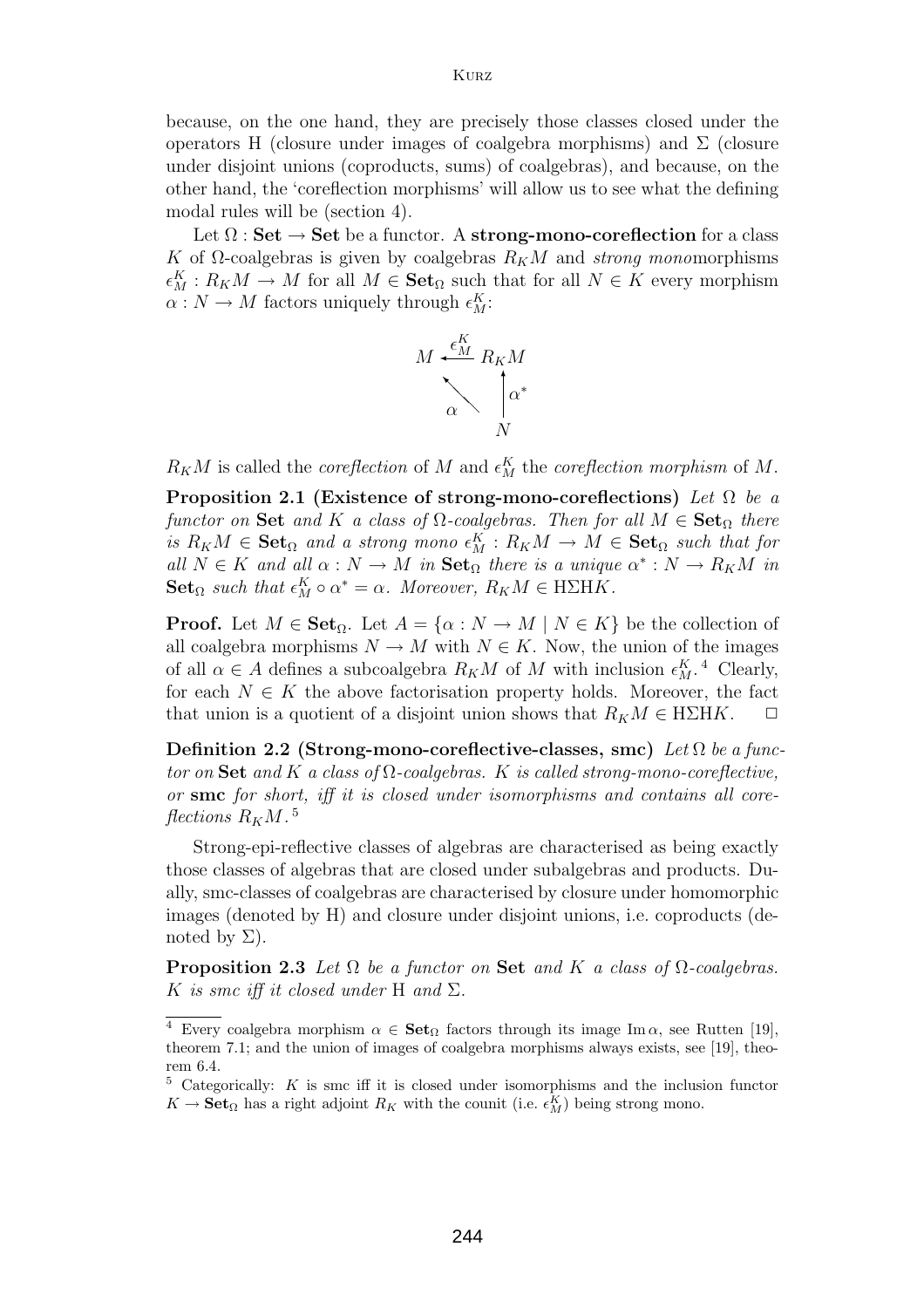because, on the one hand, they are precisely those classes closed under the operators H (closure under images of coalgebra morphisms) and $\Sigma$ (closure under disjoint unions (coproducts, sums) of coalgebras), and because, on the other hand, the 'coreflection morphisms' will allow us to see what the defining modal rules will be (section 4).

Let $\Omega : \mathbf{Set} \to \mathbf{Set}$ be a functor. A **strong-mono-coreflection** for a class $K$ of $\Omega$-coalgebras is given by coalgebras $R_K M$ and *strong mono*morphisms $\epsilon^K_M : R_K M \to M$ for all $M \in \mathbf{Set}_\Omega$ such that for all $N \in K$ every morphism $\alpha : N \to M$ factors uniquely through $\epsilon^K_M$:

$$
\begin{array}{ccc}
M & \xleftarrow{\epsilon^K_M} & R_K M \\
 & \nwarrow^{\alpha} & \uparrow \alpha^* \\
 & & N
\end{array}
$$

$R_K M$ is called the *coreflection* of $M$ and $\epsilon^K_M$ the *coreflection morphism* of $M$.

**Proposition 2.1 (Existence of strong-mono-coreflections)** *Let $\Omega$ be a functor on* $\mathbf{Set}$ *and $K$ a class of $\Omega$-coalgebras. Then for all $M \in \mathbf{Set}_\Omega$ there is $R_K M \in \mathbf{Set}_\Omega$ and a strong mono $\epsilon^K_M : R_K M \to M \in \mathbf{Set}_\Omega$ such that for all $N \in K$ and all $\alpha : N \to M$ in $\mathbf{Set}_\Omega$ there is a unique $\alpha^* : N \to R_K M$ in $\mathbf{Set}_\Omega$ such that $\epsilon^K_M \circ \alpha^* = \alpha$. Moreover, $R_K M \in \mathrm{H}\Sigma\mathrm{H}K$.*

**Proof.** Let $M \in \mathbf{Set}_\Omega$. Let $A = \{\alpha : N \to M \mid N \in K\}$ be the collection of all coalgebra morphisms $N \to M$ with $N \in K$. Now, the union of the images of all $\alpha \in A$ defines a subcoalgebra $R_K M$ of $M$ with inclusion $\epsilon^K_M$.[4] Clearly, for each $N \in K$ the above factorisation property holds. Moreover, the fact that union is a quotient of a disjoint union shows that $R_K M \in \mathrm{H}\Sigma\mathrm{H}K$. □

**Definition 2.2 (Strong-mono-coreflective-classes, smc)** *Let $\Omega$ be a functor on* $\mathbf{Set}$ *and $K$ a class of $\Omega$-coalgebras. $K$ is called strong-mono-coreflective, or* **smc** *for short, iff it is closed under isomorphisms and contains all coreflections $R_K M$.*[5]

Strong-epi-reflective classes of algebras are characterised as being exactly those classes of algebras that are closed under subalgebras and products. Dually, smc-classes of coalgebras are characterised by closure under homomorphic images (denoted by H) and closure under disjoint unions, i.e. coproducts (denoted by $\Sigma$).

**Proposition 2.3** *Let $\Omega$ be a functor on* $\mathbf{Set}$ *and $K$ a class of $\Omega$-coalgebras. $K$ is smc iff it closed under* H *and* $\Sigma$.

---

[4] Every coalgebra morphism $\alpha \in \mathbf{Set}_\Omega$ factors through its image $\mathrm{Im}\,\alpha$, see Rutten [19], theorem 7.1; and the union of images of coalgebra morphisms always exists, see [19], theorem 6.4.

[5] Categorically: $K$ is smc iff it is closed under isomorphisms and the inclusion functor $K \to \mathbf{Set}_\Omega$ has a right adjoint $R_K$ with the counit (i.e. $\epsilon^K_M$) being strong mono.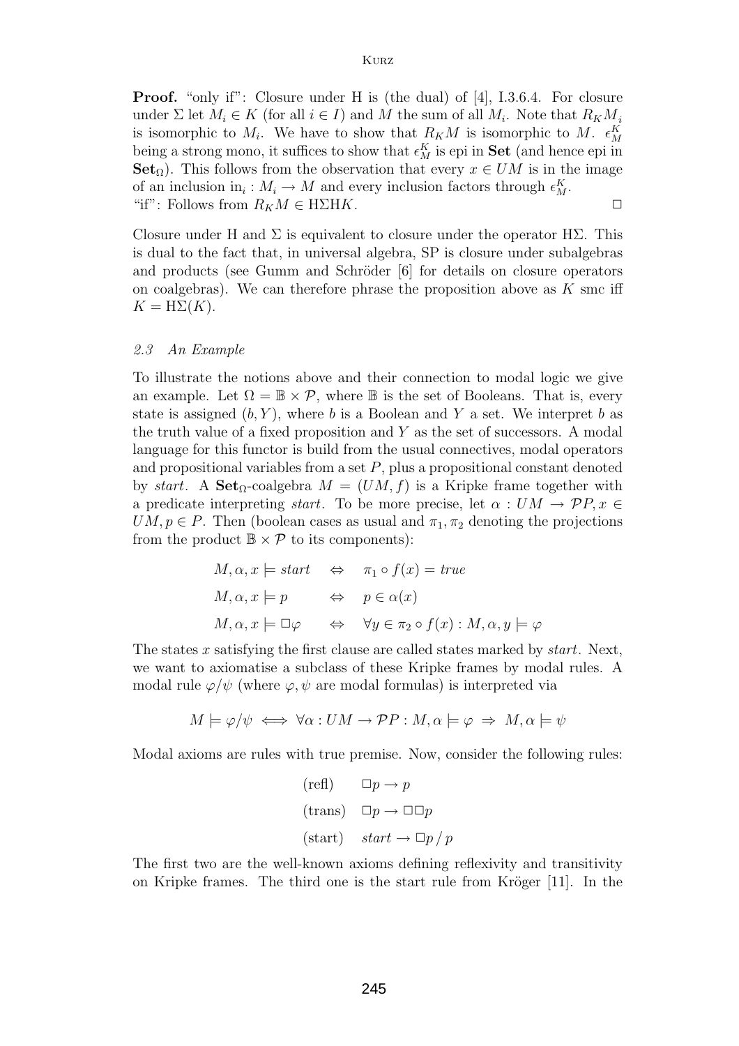**Proof.** "only if": Closure under H is (the dual) of [4], I.3.6.4. For closure under $\Sigma$ let $M_i \in K$ (for all $i \in I$) and $M$ the sum of all $M_i$. Note that $R_K M_i$ is isomorphic to $M_i$. We have to show that $R_K M$ is isomorphic to $M$. $\epsilon_M^K$ being a strong mono, it suffices to show that $\epsilon_M^K$ is epi in **Set** (and hence epi in $\mathbf{Set}_\Omega$). This follows from the observation that every $x \in UM$ is in the image of an inclusion $\mathrm{in}_i : M_i \to M$ and every inclusion factors through $\epsilon_M^K$.
"if": Follows from $R_K M \in \mathrm{H}\Sigma\mathrm{H}K$. $\square$

Closure under H and $\Sigma$ is equivalent to closure under the operator $\mathrm{H}\Sigma$. This is dual to the fact that, in universal algebra, SP is closure under subalgebras and products (see Gumm and Schröder [6] for details on closure operators on coalgebras). We can therefore phrase the proposition above as $K$ smc iff $K = \mathrm{H}\Sigma(K)$.

### *2.3 An Example*

To illustrate the notions above and their connection to modal logic we give an example. Let $\Omega = \mathbb{B} \times \mathcal{P}$, where $\mathbb{B}$ is the set of Booleans. That is, every state is assigned $(b, Y)$, where $b$ is a Boolean and $Y$ a set. We interpret $b$ as the truth value of a fixed proposition and $Y$ as the set of successors. A modal language for this functor is build from the usual connectives, modal operators and propositional variables from a set $P$, plus a propositional constant denoted by *start*. A $\mathbf{Set}_\Omega$-coalgebra $M = (UM, f)$ is a Kripke frame together with a predicate interpreting *start*. To be more precise, let $\alpha : UM \to \mathcal{P}P, x \in UM, p \in P$. Then (boolean cases as usual and $\pi_1, \pi_2$ denoting the projections from the product $\mathbb{B} \times \mathcal{P}$ to its components):

$$M, \alpha, x \models \mathit{start} \quad \Leftrightarrow \quad \pi_1 \circ f(x) = \mathit{true}$$

$$M, \alpha, x \models p \quad \Leftrightarrow \quad p \in \alpha(x)$$

$$M, \alpha, x \models \Box\varphi \quad \Leftrightarrow \quad \forall y \in \pi_2 \circ f(x) : M, \alpha, y \models \varphi$$

The states $x$ satisfying the first clause are called states marked by *start*. Next, we want to axiomatise a subclass of these Kripke frames by modal rules. A modal rule $\varphi/\psi$ (where $\varphi, \psi$ are modal formulas) is interpreted via

$$M \models \varphi/\psi \iff \forall \alpha : UM \to \mathcal{P}P : M, \alpha \models \varphi \;\Rightarrow\; M, \alpha \models \psi$$

Modal axioms are rules with true premise. Now, consider the following rules:

$$\text{(refl)} \quad \Box p \to p$$

$$\text{(trans)} \quad \Box p \to \Box\Box p$$

$$\text{(start)} \quad \mathit{start} \to \Box p \,/\, p$$

The first two are the well-known axioms defining reflexivity and transitivity on Kripke frames. The third one is the start rule from Kröger [11]. In the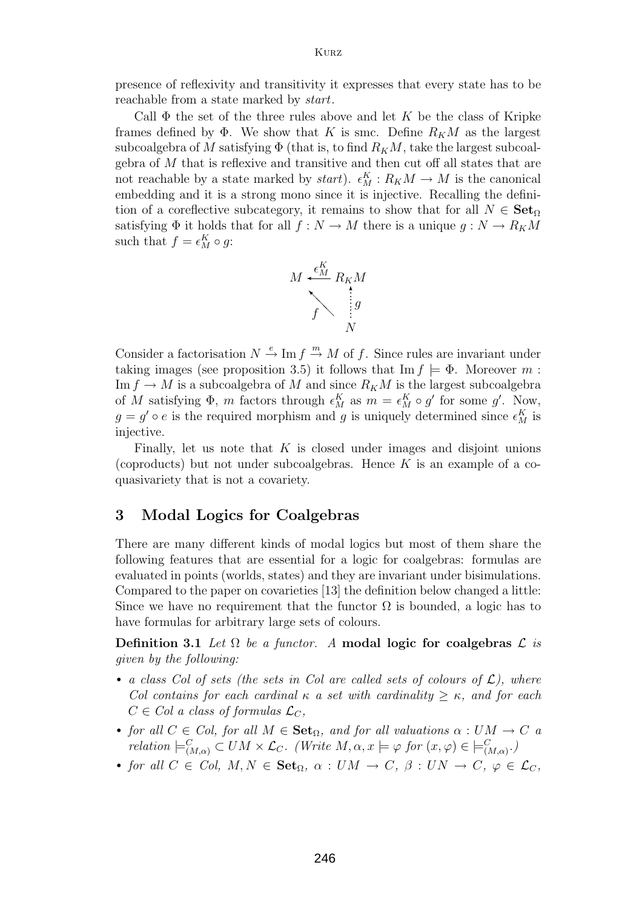presence of reflexivity and transitivity it expresses that every state has to be reachable from a state marked by *start*.

Call $\Phi$ the set of the three rules above and let $K$ be the class of Kripke frames defined by $\Phi$. We show that $K$ is smc. Define $R_K M$ as the largest subcoalgebra of $M$ satisfying $\Phi$ (that is, to find $R_K M$, take the largest subcoalgebra of $M$ that is reflexive and transitive and then cut off all states that are not reachable by a state marked by *start*). $\epsilon^K_M : R_K M \to M$ is the canonical embedding and it is a strong mono since it is injective. Recalling the definition of a coreflective subcategory, it remains to show that for all $N \in \mathbf{Set}_\Omega$ satisfying $\Phi$ it holds that for all $f : N \to M$ there is a unique $g : N \to R_K M$ such that $f = \epsilon^K_M \circ g$:

$$\begin{array}{ccc} M & \xleftarrow{\epsilon^K_M} & R_K M \\ & \nwarrow^{f} & \uparrow{\scriptstyle g} \\ & & N \end{array}$$

Consider a factorisation $N \xrightarrow{e} \operatorname{Im} f \xrightarrow{m} M$ of $f$. Since rules are invariant under taking images (see proposition 3.5) it follows that $\operatorname{Im} f \models \Phi$. Moreover $m : \operatorname{Im} f \to M$ is a subcoalgebra of $M$ and since $R_K M$ is the largest subcoalgebra of $M$ satisfying $\Phi$, $m$ factors through $\epsilon^K_M$ as $m = \epsilon^K_M \circ g'$ for some $g'$. Now, $g = g' \circ e$ is the required morphism and $g$ is uniquely determined since $\epsilon^K_M$ is injective.

Finally, let us note that $K$ is closed under images and disjoint unions (coproducts) but not under subcoalgebras. Hence $K$ is an example of a co-quasivariety that is not a covariety.

## 3 Modal Logics for Coalgebras

There are many different kinds of modal logics but most of them share the following features that are essential for a logic for coalgebras: formulas are evaluated in points (worlds, states) and they are invariant under bisimulations. Compared to the paper on covarieties [13] the definition below changed a little: Since we have no requirement that the functor $\Omega$ is bounded, a logic has to have formulas for arbitrary large sets of colours.

**Definition 3.1** *Let $\Omega$ be a functor. A* **modal logic for coalgebras** $\mathcal{L}$ *is given by the following:*

- *a class Col of sets (the sets in Col are called sets of colours of $\mathcal{L}$), where Col contains for each cardinal $\kappa$ a set with cardinality $\geq \kappa$, and for each $C \in Col$ a class of formulas $\mathcal{L}_C$,*
- *for all $C \in Col$, for all $M \in \mathbf{Set}_\Omega$, and for all valuations $\alpha : UM \to C$ a relation $\models^C_{(M,\alpha)} \subset UM \times \mathcal{L}_C$. (Write $M, \alpha, x \models \varphi$ for $(x, \varphi) \in \models^C_{(M,\alpha)}$.)*
- *for all $C \in Col$, $M, N \in \mathbf{Set}_\Omega$, $\alpha : UM \to C$, $\beta : UN \to C$, $\varphi \in \mathcal{L}_C$,*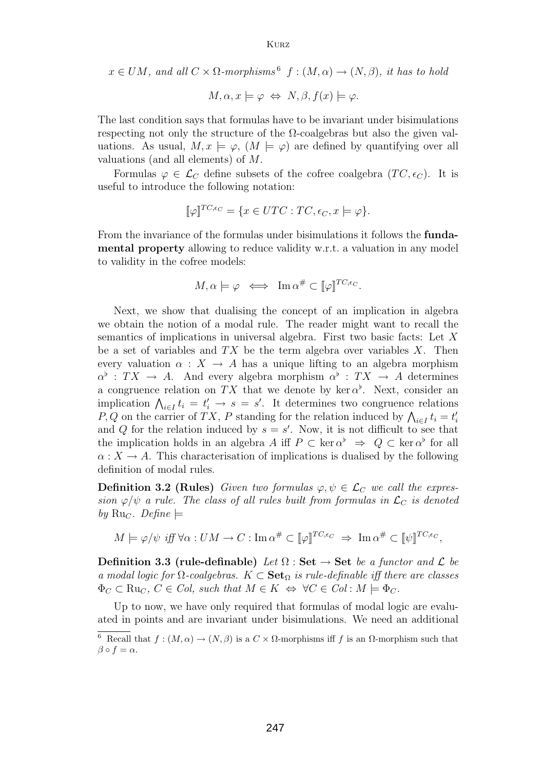$x \in UM$, *and all* $C \times \Omega$*-morphisms*[6] $f : (M, \alpha) \to (N, \beta)$, *it has to hold*

$$M, \alpha, x \models \varphi \;\Leftrightarrow\; N, \beta, f(x) \models \varphi.$$

The last condition says that formulas have to be invariant under bisimulations respecting not only the structure of the $\Omega$-coalgebras but also the given valuations. As usual, $M, x \models \varphi$, ($M \models \varphi$) are defined by quantifying over all valuations (and all elements) of $M$.

Formulas $\varphi \in \mathcal{L}_C$ define subsets of the cofree coalgebra $(TC, \epsilon_C)$. It is useful to introduce the following notation:

$$[\![\varphi]\!]^{TC,\epsilon_C} = \{x \in UTC : TC, \epsilon_C, x \models \varphi\}.$$

From the invariance of the formulas under bisimulations it follows the **fundamental property** allowing to reduce validity w.r.t. a valuation in any model to validity in the cofree models:

$$M, \alpha \models \varphi \iff \operatorname{Im} \alpha^{\#} \subset [\![\varphi]\!]^{TC,\epsilon_C}.$$

Next, we show that dualising the concept of an implication in algebra we obtain the notion of a modal rule. The reader might want to recall the semantics of implications in universal algebra. First two basic facts: Let $X$ be a set of variables and $TX$ be the term algebra over variables $X$. Then every valuation $\alpha : X \to A$ has a unique lifting to an algebra morphism $\alpha^\flat : TX \to A$. And every algebra morphism $\alpha^\flat : TX \to A$ determines a congruence relation on $TX$ that we denote by $\ker \alpha^\flat$. Next, consider an implication $\bigwedge_{i \in I} t_i = t'_i \to s = s'$. It determines two congruence relations $P, Q$ on the carrier of $TX$, $P$ standing for the relation induced by $\bigwedge_{i \in I} t_i = t'_i$ and $Q$ for the relation induced by $s = s'$. Now, it is not difficult to see that the implication holds in an algebra $A$ iff $P \subset \ker \alpha^\flat \;\Rightarrow\; Q \subset \ker \alpha^\flat$ for all $\alpha : X \to A$. This characterisation of implications is dualised by the following definition of modal rules.

**Definition 3.2 (Rules)** *Given two formulas* $\varphi, \psi \in \mathcal{L}_C$ *we call the expression* $\varphi/\psi$ *a rule. The class of all rules built from formulas in* $\mathcal{L}_C$ *is denoted by* $\mathrm{Ru}_C$*. Define* $\models$

$$M \models \varphi/\psi \text{ iff } \forall \alpha : UM \to C : \operatorname{Im} \alpha^{\#} \subset [\![\varphi]\!]^{TC,\epsilon_C} \;\Rightarrow\; \operatorname{Im} \alpha^{\#} \subset [\![\psi]\!]^{TC,\epsilon_C},$$

**Definition 3.3 (rule-definable)** *Let* $\Omega : \mathbf{Set} \to \mathbf{Set}$ *be a functor and* $\mathcal{L}$ *be a modal logic for* $\Omega$*-coalgebras.* $K \subset \mathbf{Set}_\Omega$ *is rule-definable iff there are classes* $\Phi_C \subset \mathrm{Ru}_C$*,* $C \in Col$*, such that* $M \in K \Leftrightarrow \forall C \in Col : M \models \Phi_C$*.*

Up to now, we have only required that formulas of modal logic are evaluated in points and are invariant under bisimulations. We need an additional

[6] Recall that $f : (M, \alpha) \to (N, \beta)$ is a $C \times \Omega$-morphisms iff $f$ is an $\Omega$-morphism such that $\beta \circ f = \alpha$.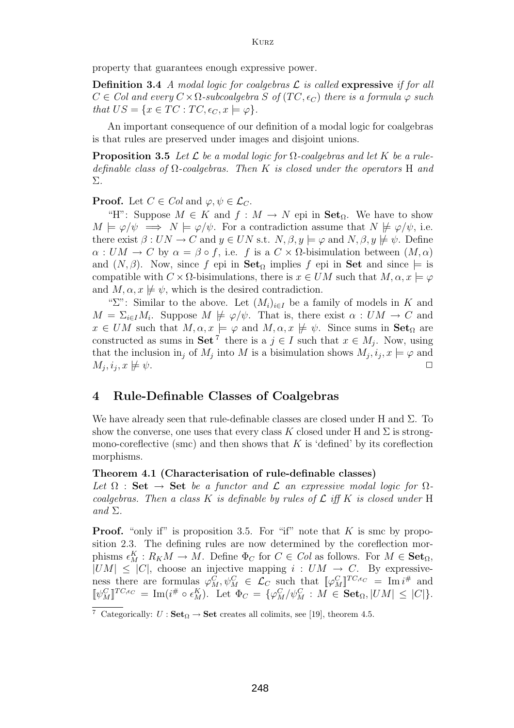property that guarantees enough expressive power.

**Definition 3.4** *A modal logic for coalgebras $\mathcal{L}$ is called* **expressive** *if for all $C \in Col$ and every $C \times \Omega$-subcoalgebra $S$ of $(TC, \epsilon_C)$ there is a formula $\varphi$ such that $US = \{x \in TC : TC, \epsilon_C, x \models \varphi\}$.*

An important consequence of our definition of a modal logic for coalgebras is that rules are preserved under images and disjoint unions.

**Proposition 3.5** *Let $\mathcal{L}$ be a modal logic for $\Omega$-coalgebras and let $K$ be a rule-definable class of $\Omega$-coalgebras. Then $K$ is closed under the operators* H *and* $\Sigma$.

**Proof.** Let $C \in Col$ and $\varphi, \psi \in \mathcal{L}_C$.

"H": Suppose $M \in K$ and $f : M \to N$ epi in $\mathbf{Set}_\Omega$. We have to show $M \models \varphi/\psi \implies N \models \varphi/\psi$. For a contradiction assume that $N \not\models \varphi/\psi$, i.e. there exist $\beta : UN \to C$ and $y \in UN$ s.t. $N, \beta, y \models \varphi$ and $N, \beta, y \not\models \psi$. Define $\alpha : UM \to C$ by $\alpha = \beta \circ f$, i.e. $f$ is a $C \times \Omega$-bisimulation between $(M, \alpha)$ and $(N, \beta)$. Now, since $f$ epi in $\mathbf{Set}_\Omega$ implies $f$ epi in $\mathbf{Set}$ and since $\models$ is compatible with $C \times \Omega$-bisimulations, there is $x \in UM$ such that $M, \alpha, x \models \varphi$ and $M, \alpha, x \not\models \psi$, which is the desired contradiction.

"$\Sigma$": Similar to the above. Let $(M_i)_{i \in I}$ be a family of models in $K$ and $M = \Sigma_{i \in I} M_i$. Suppose $M \not\models \varphi/\psi$. That is, there exist $\alpha : UM \to C$ and $x \in UM$ such that $M, \alpha, x \models \varphi$ and $M, \alpha, x \not\models \psi$. Since sums in $\mathbf{Set}_\Omega$ are constructed as sums in $\mathbf{Set}$ [7] there is a $j \in I$ such that $x \in M_j$. Now, using that the inclusion $\mathrm{in}_j$ of $M_j$ into $M$ is a bisimulation shows $M_j, i_j, x \models \varphi$ and $M_j, i_j, x \not\models \psi$. □

## 4 Rule-Definable Classes of Coalgebras

We have already seen that rule-definable classes are closed under H and $\Sigma$. To show the converse, one uses that every class $K$ closed under H and $\Sigma$ is strong-mono-coreflective (smc) and then shows that $K$ is 'defined' by its coreflection morphisms.

**Theorem 4.1 (Characterisation of rule-definable classes)**
*Let $\Omega : \mathbf{Set} \to \mathbf{Set}$ be a functor and $\mathcal{L}$ an expressive modal logic for $\Omega$-coalgebras. Then a class $K$ is definable by rules of $\mathcal{L}$ iff $K$ is closed under* H *and* $\Sigma$.

**Proof.** "only if" is proposition 3.5. For "if" note that $K$ is smc by proposition 2.3. The defining rules are now determined by the coreflection morphisms $\epsilon^K_M : R_K M \to M$. Define $\Phi_C$ for $C \in Col$ as follows. For $M \in \mathbf{Set}_\Omega$, $|UM| \leq |C|$, choose an injective mapping $i : UM \to C$. By expressiveness there are formulas $\varphi^C_M, \psi^C_M \in \mathcal{L}_C$ such that $[\![\varphi^C_M]\!]^{TC, \epsilon_C} = \mathrm{Im}\, i^\#$ and $[\![\psi^C_M]\!]^{TC, \epsilon_C} = \mathrm{Im}(i^\# \circ \epsilon^K_M)$. Let $\Phi_C = \{\varphi^C_M / \psi^C_M : M \in \mathbf{Set}_\Omega, |UM| \leq |C|\}$.

[7] Categorically: $U : \mathbf{Set}_\Omega \to \mathbf{Set}$ creates all colimits, see [19], theorem 4.5.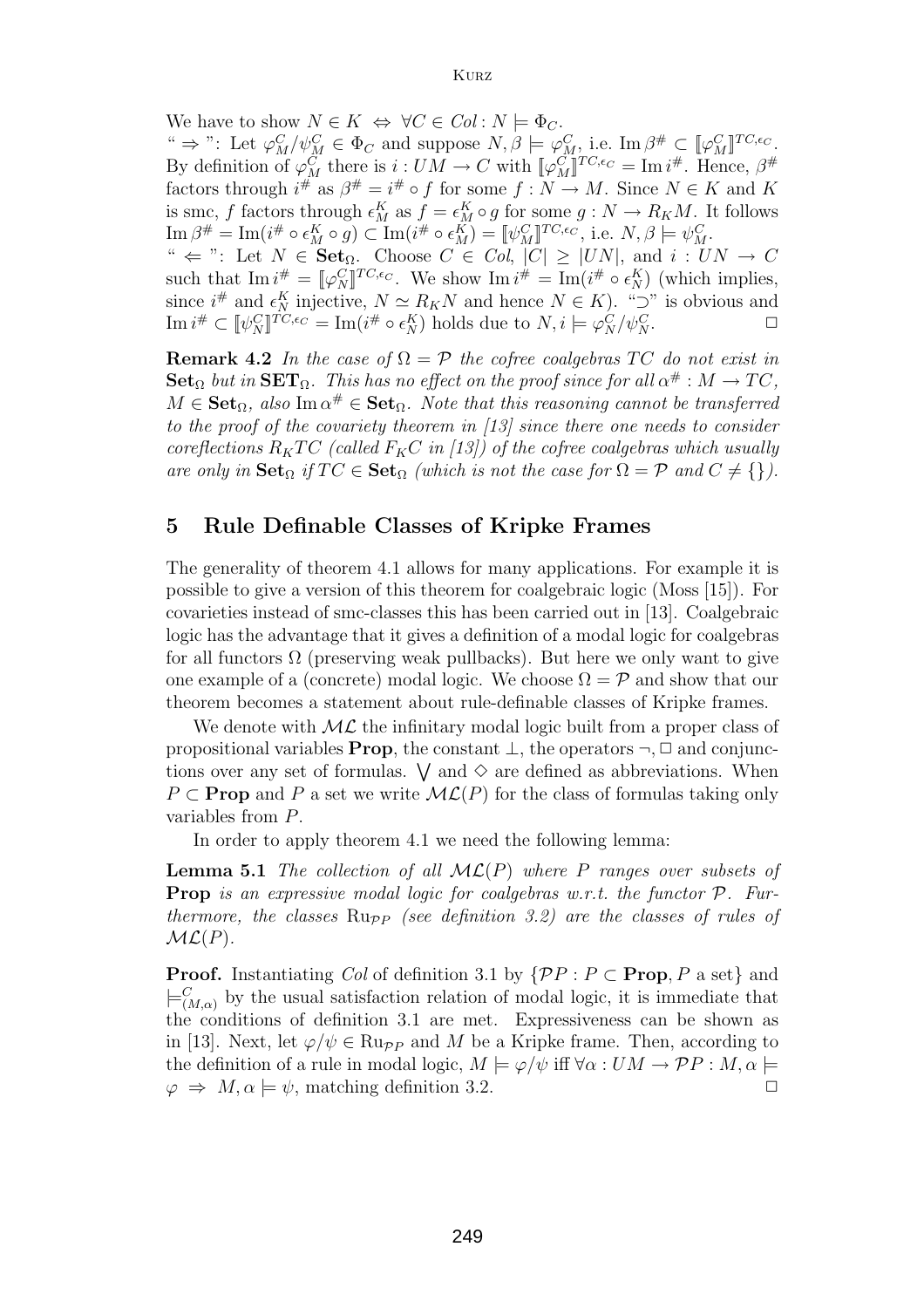We have to show $N \in K \Leftrightarrow \forall C \in Col : N \models \Phi_C$.

" $\Rightarrow$ ": Let $\varphi^C_M/\psi^C_M \in \Phi_C$ and suppose $N, \beta \models \varphi^C_M$, i.e. $\operatorname{Im} \beta^\# \subset [\![\varphi^C_M]\!]^{TC,\epsilon_C}$. By definition of $\varphi^C_M$ there is $i : UM \to C$ with $[\![\varphi^C_M]\!]^{TC,\epsilon_C} = \operatorname{Im} i^\#$. Hence, $\beta^\#$ factors through $i^\#$ as $\beta^\# = i^\# \circ f$ for some $f : N \to M$. Since $N \in K$ and $K$ is smc, $f$ factors through $\epsilon^K_M$ as $f = \epsilon^K_M \circ g$ for some $g : N \to R_K M$. It follows $\operatorname{Im} \beta^\# = \operatorname{Im}(i^\# \circ \epsilon^K_M \circ g) \subset \operatorname{Im}(i^\# \circ \epsilon^K_M) = [\![\psi^C_M]\!]^{TC,\epsilon_C}$, i.e. $N, \beta \models \psi^C_M$.

" $\Leftarrow$ ": Let $N \in \mathbf{Set}_\Omega$. Choose $C \in Col$, $|C| \geq |UN|$, and $i : UN \to C$ such that $\operatorname{Im} i^\# = [\![\varphi^C_N]\!]^{TC,\epsilon_C}$. We show $\operatorname{Im} i^\# = \operatorname{Im}(i^\# \circ \epsilon^K_N)$ (which implies, since $i^\#$ and $\epsilon^K_N$ injective, $N \simeq R_K N$ and hence $N \in K$). "$\supset$" is obvious and $\operatorname{Im} i^\# \subset [\![\psi^C_N]\!]^{TC,\epsilon_C} = \operatorname{Im}(i^\# \circ \epsilon^K_N)$ holds due to $N, i \models \varphi^C_N/\psi^C_N$. $\square$

**Remark 4.2** *In the case of $\Omega = \mathcal{P}$ the cofree coalgebras $TC$ do not exist in $\mathbf{Set}_\Omega$ but in $\mathbf{SET}_\Omega$. This has no effect on the proof since for all $\alpha^\# : M \to TC$, $M \in \mathbf{Set}_\Omega$, also $\operatorname{Im} \alpha^\# \in \mathbf{Set}_\Omega$. Note that this reasoning cannot be transferred to the proof of the covariety theorem in [13] since there one needs to consider coreflections $R_K TC$ (called $F_K C$ in [13]) of the cofree coalgebras which usually are only in $\mathbf{Set}_\Omega$ if $TC \in \mathbf{Set}_\Omega$ (which is not the case for $\Omega = \mathcal{P}$ and $C \neq \{\}$).*

## 5 Rule Definable Classes of Kripke Frames

The generality of theorem 4.1 allows for many applications. For example it is possible to give a version of this theorem for coalgebraic logic (Moss [15]). For covarieties instead of smc-classes this has been carried out in [13]. Coalgebraic logic has the advantage that it gives a definition of a modal logic for coalgebras for all functors $\Omega$ (preserving weak pullbacks). But here we only want to give one example of a (concrete) modal logic. We choose $\Omega = \mathcal{P}$ and show that our theorem becomes a statement about rule-definable classes of Kripke frames.

We denote with $\mathcal{ML}$ the infinitary modal logic built from a proper class of propositional variables **Prop**, the constant $\bot$, the operators $\neg, \Box$ and conjunctions over any set of formulas. $\bigvee$ and $\Diamond$ are defined as abbreviations. When $P \subset$ **Prop** and $P$ a set we write $\mathcal{ML}(P)$ for the class of formulas taking only variables from $P$.

In order to apply theorem 4.1 we need the following lemma:

**Lemma 5.1** *The collection of all $\mathcal{ML}(P)$ where $P$ ranges over subsets of* **Prop** *is an expressive modal logic for coalgebras w.r.t. the functor $\mathcal{P}$. Furthermore, the classes $\mathrm{Ru}_{\mathcal{P}P}$ (see definition 3.2) are the classes of rules of $\mathcal{ML}(P)$.*

**Proof.** Instantiating *Col* of definition 3.1 by $\{\mathcal{P}P : P \subset \mathbf{Prop}, P \text{ a set}\}$ and $\models^C_{(M,\alpha)}$ by the usual satisfaction relation of modal logic, it is immediate that the conditions of definition 3.1 are met. Expressiveness can be shown as in [13]. Next, let $\varphi/\psi \in \mathrm{Ru}_{\mathcal{P}P}$ and $M$ be a Kripke frame. Then, according to the definition of a rule in modal logic, $M \models \varphi/\psi$ iff $\forall \alpha : UM \to \mathcal{P}P : M, \alpha \models \varphi \Rightarrow M, \alpha \models \psi$, matching definition 3.2. $\square$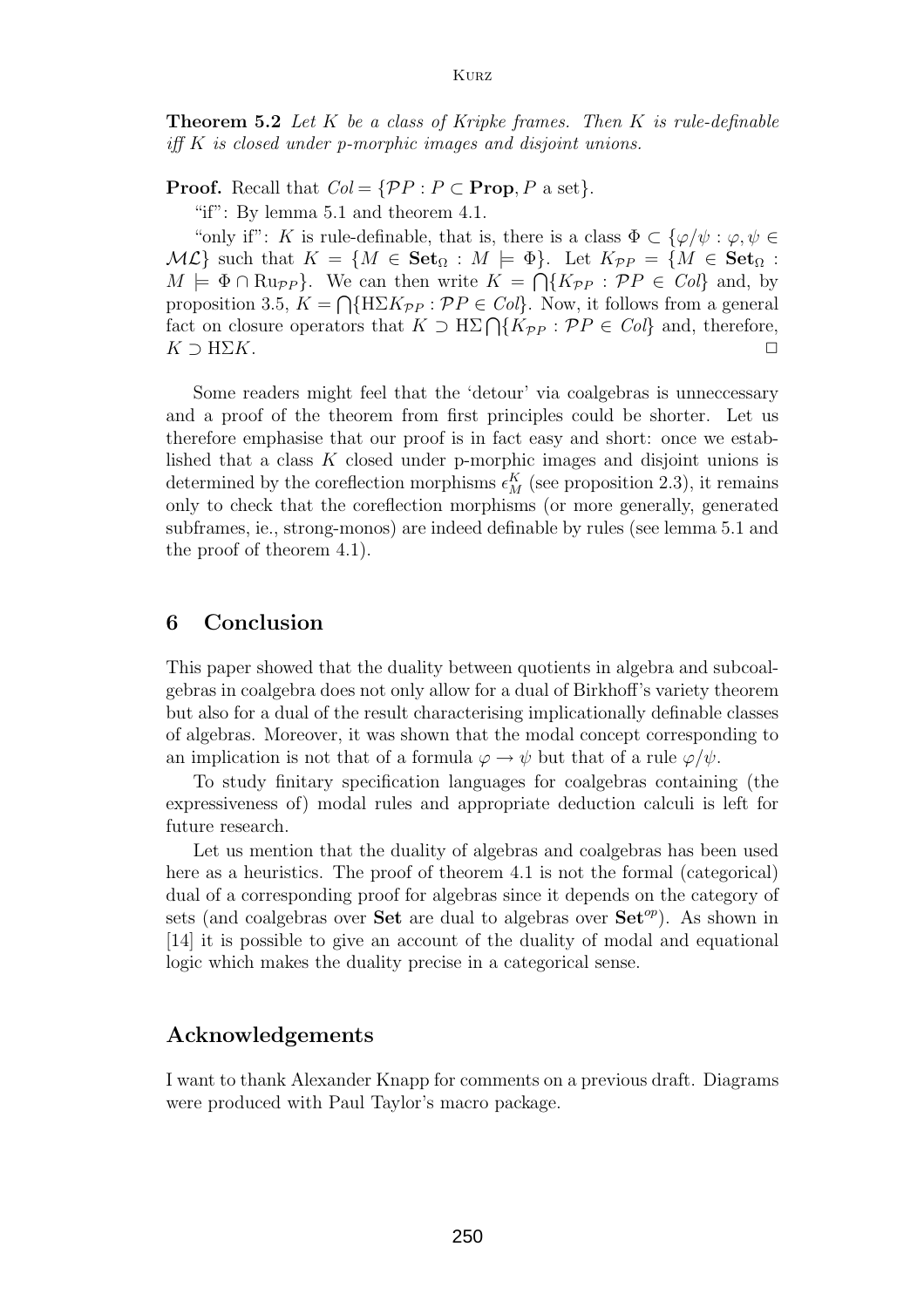**Theorem 5.2** *Let $K$ be a class of Kripke frames. Then $K$ is rule-definable iff $K$ is closed under p-morphic images and disjoint unions.*

**Proof.** Recall that $Col = \{\mathcal{P}P : P \subset \mathbf{Prop}, P \text{ a set}\}$.

"if": By lemma 5.1 and theorem 4.1.

"only if": $K$ is rule-definable, that is, there is a class $\Phi \subset \{\varphi/\psi : \varphi, \psi \in \mathcal{ML}\}$ such that $K = \{M \in \mathbf{Set}_\Omega : M \models \Phi\}$. Let $K_{\mathcal{P}P} = \{M \in \mathbf{Set}_\Omega : M \models \Phi \cap \mathrm{Ru}_{\mathcal{P}P}\}$. We can then write $K = \bigcap\{K_{\mathcal{P}P} : \mathcal{P}P \in Col\}$ and, by proposition 3.5, $K = \bigcap\{\mathrm{H}\Sigma K_{\mathcal{P}P} : \mathcal{P}P \in Col\}$. Now, it follows from a general fact on closure operators that $K \supset \mathrm{H}\Sigma \bigcap\{K_{\mathcal{P}P} : \mathcal{P}P \in Col\}$ and, therefore, $K \supset \mathrm{H}\Sigma K$. $\square$

Some readers might feel that the 'detour' via coalgebras is unneccessary and a proof of the theorem from first principles could be shorter. Let us therefore emphasise that our proof is in fact easy and short: once we established that a class $K$ closed under p-morphic images and disjoint unions is determined by the coreflection morphisms $\epsilon_M^K$ (see proposition 2.3), it remains only to check that the coreflection morphisms (or more generally, generated subframes, ie., strong-monos) are indeed definable by rules (see lemma 5.1 and the proof of theorem 4.1).

## 6 Conclusion

This paper showed that the duality between quotients in algebra and subcoalgebras in coalgebra does not only allow for a dual of Birkhoff's variety theorem but also for a dual of the result characterising implicationally definable classes of algebras. Moreover, it was shown that the modal concept corresponding to an implication is not that of a formula $\varphi \to \psi$ but that of a rule $\varphi/\psi$.

To study finitary specification languages for coalgebras containing (the expressiveness of) modal rules and appropriate deduction calculi is left for future research.

Let us mention that the duality of algebras and coalgebras has been used here as a heuristics. The proof of theorem 4.1 is not the formal (categorical) dual of a corresponding proof for algebras since it depends on the category of sets (and coalgebras over **Set** are dual to algebras over $\mathbf{Set}^{op}$). As shown in [14] it is possible to give an account of the duality of modal and equational logic which makes the duality precise in a categorical sense.

## Acknowledgements

I want to thank Alexander Knapp for comments on a previous draft. Diagrams were produced with Paul Taylor's macro package.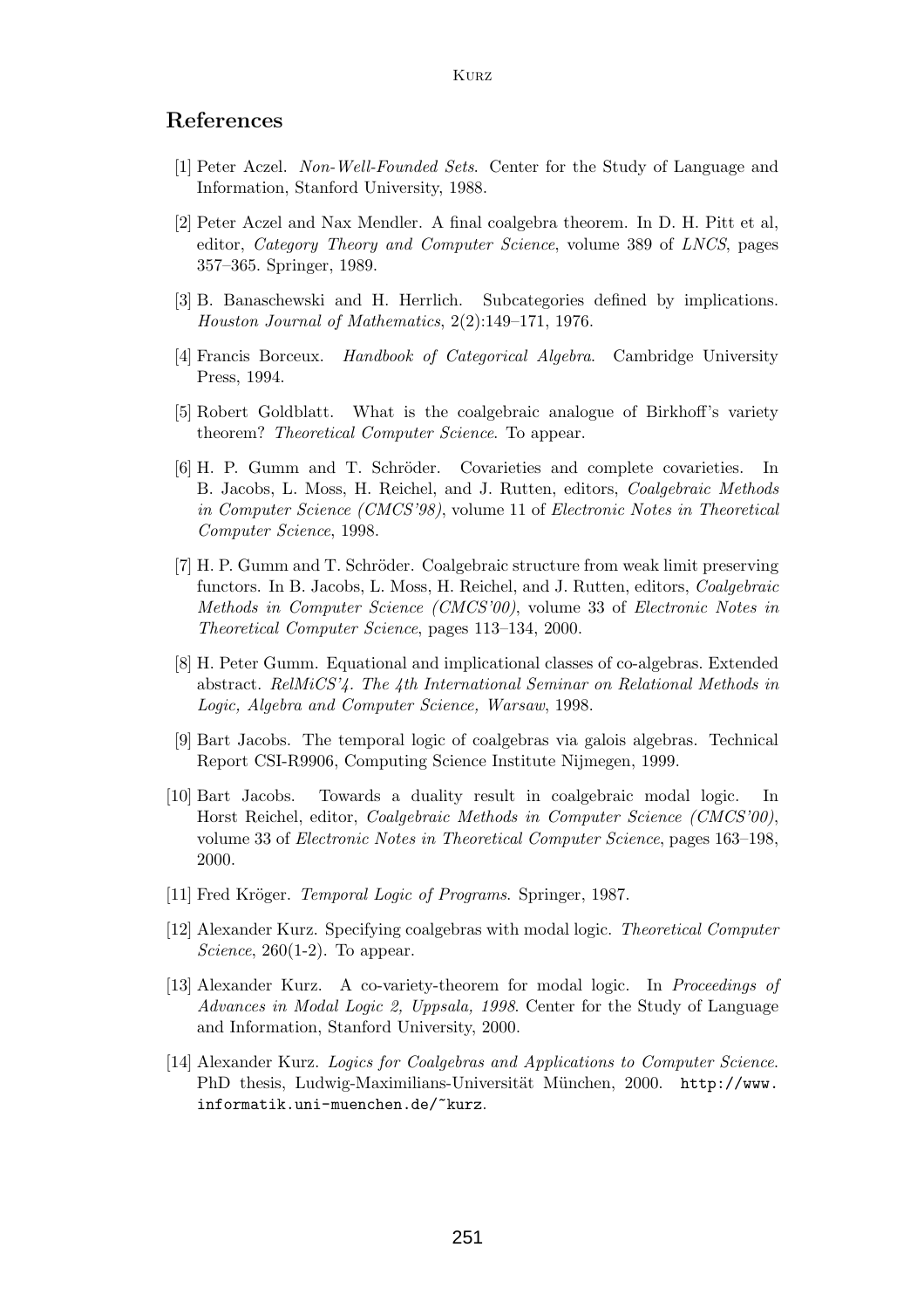## References

[1] Peter Aczel. *Non-Well-Founded Sets*. Center for the Study of Language and Information, Stanford University, 1988.

[2] Peter Aczel and Nax Mendler. A final coalgebra theorem. In D. H. Pitt et al, editor, *Category Theory and Computer Science*, volume 389 of *LNCS*, pages 357–365. Springer, 1989.

[3] B. Banaschewski and H. Herrlich. Subcategories defined by implications. *Houston Journal of Mathematics*, 2(2):149–171, 1976.

[4] Francis Borceux. *Handbook of Categorical Algebra*. Cambridge University Press, 1994.

[5] Robert Goldblatt. What is the coalgebraic analogue of Birkhoff's variety theorem? *Theoretical Computer Science*. To appear.

[6] H. P. Gumm and T. Schröder. Covarieties and complete covarieties. In B. Jacobs, L. Moss, H. Reichel, and J. Rutten, editors, *Coalgebraic Methods in Computer Science (CMCS'98)*, volume 11 of *Electronic Notes in Theoretical Computer Science*, 1998.

[7] H. P. Gumm and T. Schröder. Coalgebraic structure from weak limit preserving functors. In B. Jacobs, L. Moss, H. Reichel, and J. Rutten, editors, *Coalgebraic Methods in Computer Science (CMCS'00)*, volume 33 of *Electronic Notes in Theoretical Computer Science*, pages 113–134, 2000.

[8] H. Peter Gumm. Equational and implicational classes of co-algebras. Extended abstract. *RelMiCS'4. The 4th International Seminar on Relational Methods in Logic, Algebra and Computer Science, Warsaw*, 1998.

[9] Bart Jacobs. The temporal logic of coalgebras via galois algebras. Technical Report CSI-R9906, Computing Science Institute Nijmegen, 1999.

[10] Bart Jacobs. Towards a duality result in coalgebraic modal logic. In Horst Reichel, editor, *Coalgebraic Methods in Computer Science (CMCS'00)*, volume 33 of *Electronic Notes in Theoretical Computer Science*, pages 163–198, 2000.

[11] Fred Kröger. *Temporal Logic of Programs.* Springer, 1987.

[12] Alexander Kurz. Specifying coalgebras with modal logic. *Theoretical Computer Science*, 260(1-2). To appear.

[13] Alexander Kurz. A co-variety-theorem for modal logic. In *Proceedings of Advances in Modal Logic 2, Uppsala, 1998*. Center for the Study of Language and Information, Stanford University, 2000.

[14] Alexander Kurz. *Logics for Coalgebras and Applications to Computer Science*. PhD thesis, Ludwig-Maximilians-Universität München, 2000. `http://www.informatik.uni-muenchen.de/~kurz`.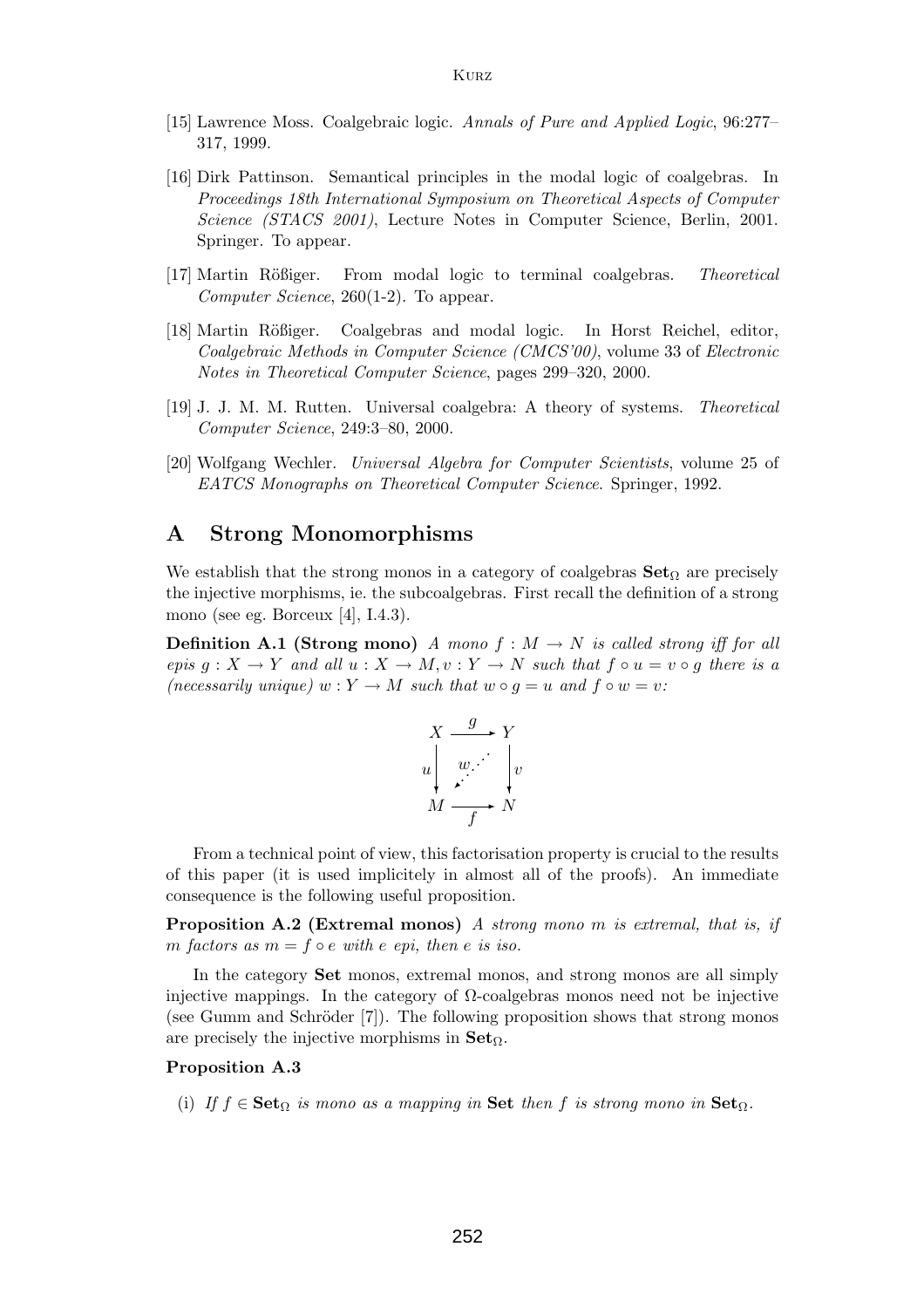[15] Lawrence Moss. Coalgebraic logic. *Annals of Pure and Applied Logic*, 96:277–317, 1999.

[16] Dirk Pattinson. Semantical principles in the modal logic of coalgebras. In *Proceedings 18th International Symposium on Theoretical Aspects of Computer Science (STACS 2001)*, Lecture Notes in Computer Science, Berlin, 2001. Springer. To appear.

[17] Martin Rößiger. From modal logic to terminal coalgebras. *Theoretical Computer Science*, 260(1-2). To appear.

[18] Martin Rößiger. Coalgebras and modal logic. In Horst Reichel, editor, *Coalgebraic Methods in Computer Science (CMCS'00)*, volume 33 of *Electronic Notes in Theoretical Computer Science*, pages 299–320, 2000.

[19] J. J. M. M. Rutten. Universal coalgebra: A theory of systems. *Theoretical Computer Science*, 249:3–80, 2000.

[20] Wolfgang Wechler. *Universal Algebra for Computer Scientists*, volume 25 of *EATCS Monographs on Theoretical Computer Science*. Springer, 1992.

# A Strong Monomorphisms

We establish that the strong monos in a category of coalgebras $\mathbf{Set}_\Omega$ are precisely the injective morphisms, ie. the subcoalgebras. First recall the definition of a strong mono (see eg. Borceux [4], I.4.3).

**Definition A.1 (Strong mono)** *A mono $f : M \to N$ is called strong iff for all epis $g : X \to Y$ and all $u : X \to M, v : Y \to N$ such that $f \circ u = v \circ g$ there is a (necessarily unique) $w : Y \to M$ such that $w \circ g = u$ and $f \circ w = v$:*

$$\begin{array}{ccc} X & \xrightarrow{g} & Y \\ {\scriptstyle u}\downarrow & \swarrow{\scriptstyle w} & \downarrow{\scriptstyle v} \\ M & \xrightarrow[f]{} & N \end{array}$$

From a technical point of view, this factorisation property is crucial to the results of this paper (it is used implicitely in almost all of the proofs). An immediate consequence is the following useful proposition.

**Proposition A.2 (Extremal monos)** *A strong mono $m$ is extremal, that is, if $m$ factors as $m = f \circ e$ with $e$ epi, then $e$ is iso.*

In the category **Set** monos, extremal monos, and strong monos are all simply injective mappings. In the category of $\Omega$-coalgebras monos need not be injective (see Gumm and Schröder [7]). The following proposition shows that strong monos are precisely the injective morphisms in $\mathbf{Set}_\Omega$.

**Proposition A.3**

(i) *If $f \in \mathbf{Set}_\Omega$ is mono as a mapping in* **Set** *then $f$ is strong mono in $\mathbf{Set}_\Omega$.*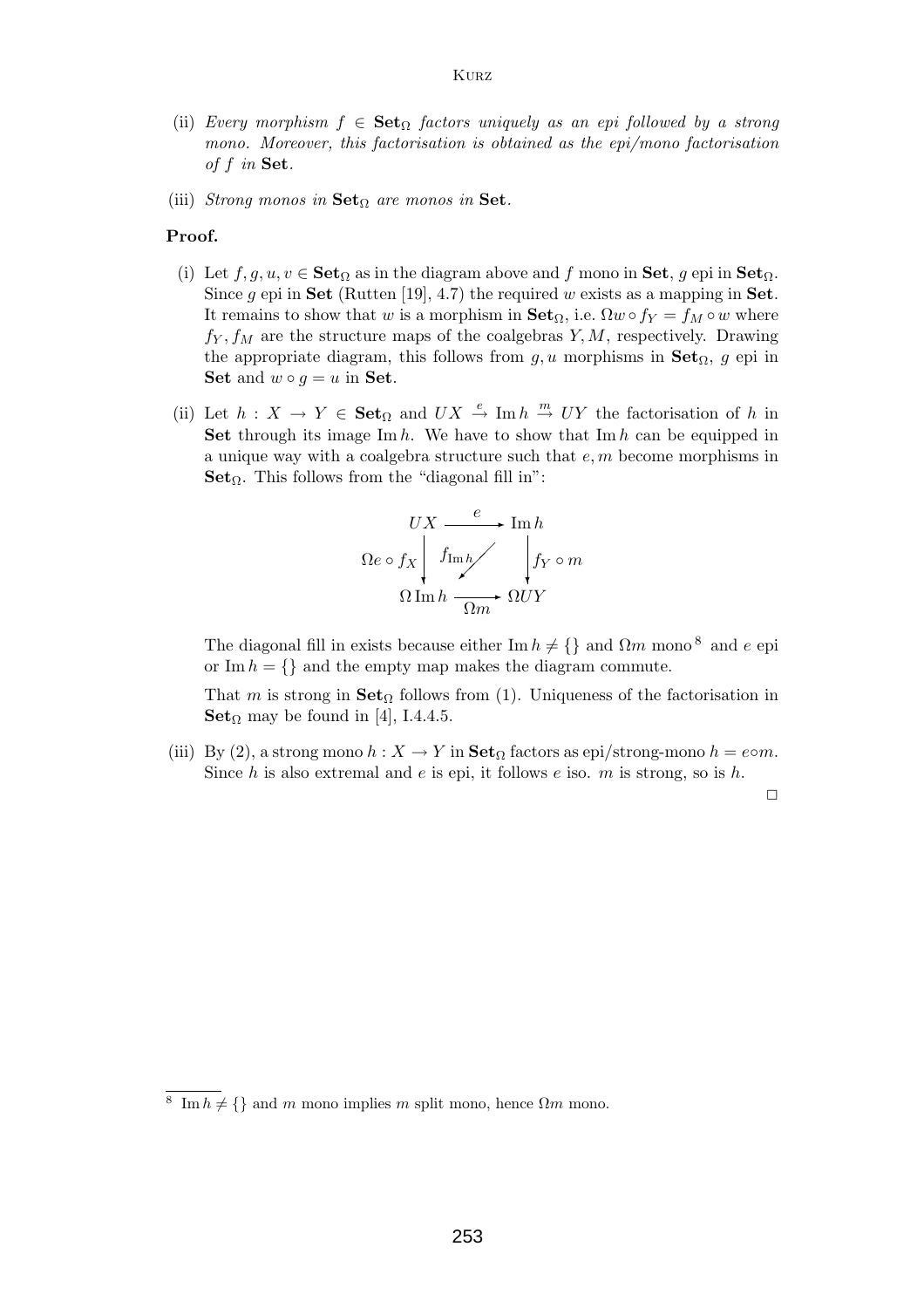(ii) *Every morphism $f \in \mathbf{Set}_\Omega$ factors uniquely as an epi followed by a strong mono. Moreover, this factorisation is obtained as the epi/mono factorisation of $f$ in* **Set**.

(iii) *Strong monos in $\mathbf{Set}_\Omega$ are monos in* **Set**.

**Proof.**

(i) Let $f, g, u, v \in \mathbf{Set}_\Omega$ as in the diagram above and $f$ mono in **Set**, $g$ epi in $\mathbf{Set}_\Omega$. Since $g$ epi in **Set** (Rutten [19], 4.7) the required $w$ exists as a mapping in **Set**. It remains to show that $w$ is a morphism in $\mathbf{Set}_\Omega$, i.e. $\Omega w \circ f_Y = f_M \circ w$ where $f_Y, f_M$ are the structure maps of the coalgebras $Y, M$, respectively. Drawing the appropriate diagram, this follows from $g, u$ morphisms in $\mathbf{Set}_\Omega$, $g$ epi in **Set** and $w \circ g = u$ in **Set**.

(ii) Let $h : X \to Y \in \mathbf{Set}_\Omega$ and $UX \xrightarrow{e} \operatorname{Im} h \xrightarrow{m} UY$ the factorisation of $h$ in **Set** through its image $\operatorname{Im} h$. We have to show that $\operatorname{Im} h$ can be equipped in a unique way with a coalgebra structure such that $e, m$ become morphisms in $\mathbf{Set}_\Omega$. This follows from the "diagonal fill in":

$$
\begin{array}{ccc}
UX & \xrightarrow{\quad e \quad} & \operatorname{Im} h \\
{\scriptstyle \Omega e \circ f_X} \big\downarrow & \swarrow {\scriptstyle f_{\operatorname{Im} h}} & \big\downarrow {\scriptstyle f_Y \circ m} \\
\Omega \operatorname{Im} h & \xrightarrow[\Omega m]{} & \Omega UY
\end{array}
$$

The diagonal fill in exists because either $\operatorname{Im} h \neq \{\}$ and $\Omega m$ mono [8] and $e$ epi or $\operatorname{Im} h = \{\}$ and the empty map makes the diagram commute.

That $m$ is strong in $\mathbf{Set}_\Omega$ follows from (1). Uniqueness of the factorisation in $\mathbf{Set}_\Omega$ may be found in [4], I.4.4.5.

(iii) By (2), a strong mono $h : X \to Y$ in $\mathbf{Set}_\Omega$ factors as epi/strong-mono $h = e \circ m$. Since $h$ is also extremal and $e$ is epi, it follows $e$ iso. $m$ is strong, so is $h$.

□

[8] $\operatorname{Im} h \neq \{\}$ and $m$ mono implies $m$ split mono, hence $\Omega m$ mono.